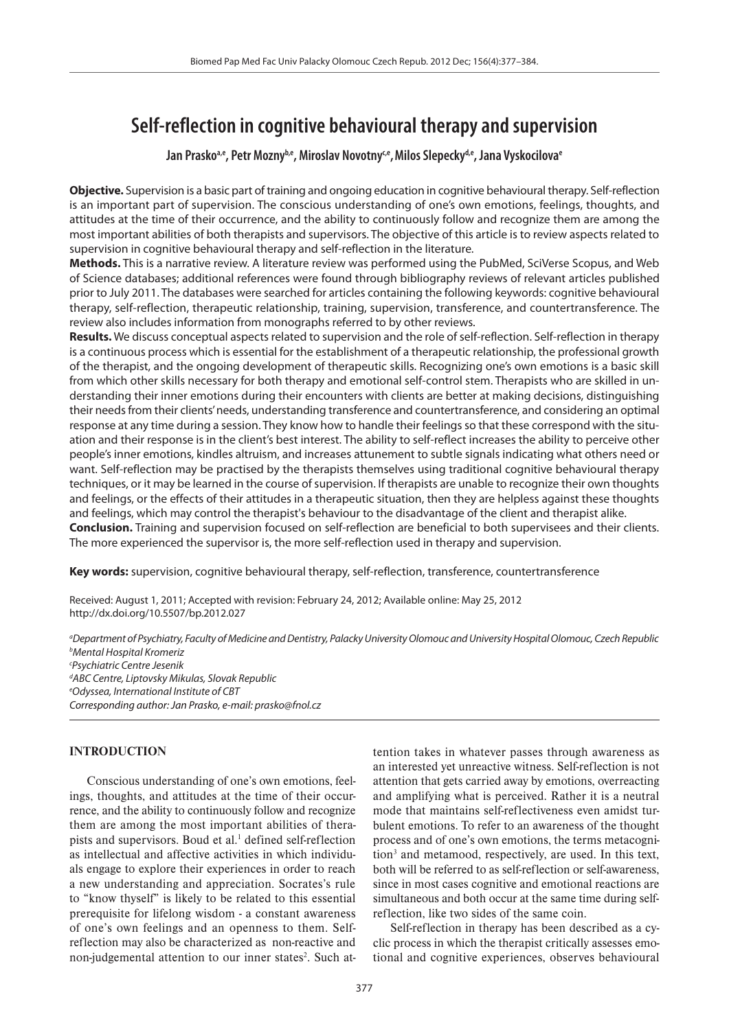# Self-reflection in cognitive behavioural therapy and supervision

**Jan Prasko[a,e], Petr Mozny[b,e], Miroslav Novotny[c,e], Milos Slepecky[d,e], Jana Vyskocilova[e]**

**Objective.** Supervision is a basic part of training and ongoing education in cognitive behavioural therapy. Self-reflection is an important part of supervision. The conscious understanding of one's own emotions, feelings, thoughts, and attitudes at the time of their occurrence, and the ability to continuously follow and recognize them are among the most important abilities of both therapists and supervisors. The objective of this article is to review aspects related to supervision in cognitive behavioural therapy and self-reflection in the literature.

**Methods.** This is a narrative review. A literature review was performed using the PubMed, SciVerse Scopus, and Web of Science databases; additional references were found through bibliography reviews of relevant articles published prior to July 2011. The databases were searched for articles containing the following keywords: cognitive behavioural therapy, self-reflection, therapeutic relationship, training, supervision, transference, and countertransference. The review also includes information from monographs referred to by other reviews.

**Results.** We discuss conceptual aspects related to supervision and the role of self-reflection. Self-reflection in therapy is a continuous process which is essential for the establishment of a therapeutic relationship, the professional growth of the therapist, and the ongoing development of therapeutic skills. Recognizing one's own emotions is a basic skill from which other skills necessary for both therapy and emotional self-control stem. Therapists who are skilled in understanding their inner emotions during their encounters with clients are better at making decisions, distinguishing their needs from their clients' needs, understanding transference and countertransference, and considering an optimal response at any time during a session. They know how to handle their feelings so that these correspond with the situation and their response is in the client's best interest. The ability to self-reflect increases the ability to perceive other people's inner emotions, kindles altruism, and increases attunement to subtle signals indicating what others need or want. Self-reflection may be practised by the therapists themselves using traditional cognitive behavioural therapy techniques, or it may be learned in the course of supervision. If therapists are unable to recognize their own thoughts and feelings, or the effects of their attitudes in a therapeutic situation, then they are helpless against these thoughts and feelings, which may control the therapist's behaviour to the disadvantage of the client and therapist alike.

**Conclusion.** Training and supervision focused on self-reflection are beneficial to both supervisees and their clients. The more experienced the supervisor is, the more self-reflection used in therapy and supervision.

**Key words:** supervision, cognitive behavioural therapy, self-reflection, transference, countertransference

Received: August 1, 2011; Accepted with revision: February 24, 2012; Available online: May 25, 2012
http://dx.doi.org/10.5507/bp.2012.027

[a]*Department of Psychiatry, Faculty of Medicine and Dentistry, Palacky University Olomouc and University Hospital Olomouc, Czech Republic*
[b]*Mental Hospital Kromeriz*
[c]*Psychiatric Centre Jesenik*
[d]*ABC Centre, Liptovsky Mikulas, Slovak Republic*
[e]*Odyssea, International Institute of CBT*
*Corresponding author: Jan Prasko, e-mail: prasko@fnol.cz*

## INTRODUCTION

Conscious understanding of one's own emotions, feelings, thoughts, and attitudes at the time of their occurrence, and the ability to continuously follow and recognize them are among the most important abilities of therapists and supervisors. Boud et al.[1] defined self-reflection as intellectual and affective activities in which individuals engage to explore their experiences in order to reach a new understanding and appreciation. Socrates's rule to "know thyself" is likely to be related to this essential prerequisite for lifelong wisdom - a constant awareness of one's own feelings and an openness to them. Self-reflection may also be characterized as non-reactive and non-judgemental attention to our inner states[2]. Such attention takes in whatever passes through awareness as an interested yet unreactive witness. Self-reflection is not attention that gets carried away by emotions, overreacting and amplifying what is perceived. Rather it is a neutral mode that maintains self-reflectiveness even amidst turbulent emotions. To refer to an awareness of the thought process and of one's own emotions, the terms metacognition[3] and metamood, respectively, are used. In this text, both will be referred to as self-reflection or self-awareness, since in most cases cognitive and emotional reactions are simultaneous and both occur at the same time during self-reflection, like two sides of the same coin.

Self-reflection in therapy has been described as a cyclic process in which the therapist critically assesses emotional and cognitive experiences, observes behavioural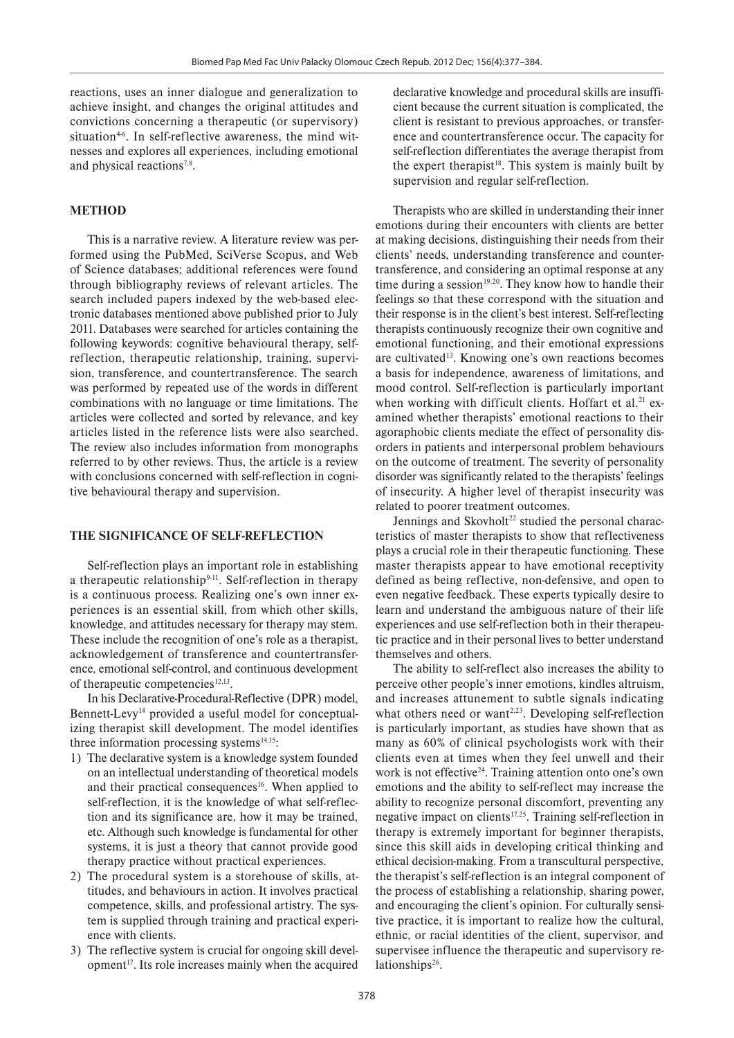reactions, uses an inner dialogue and generalization to achieve insight, and changes the original attitudes and convictions concerning a therapeutic (or supervisory) situation[4-6]. In self-reflective awareness, the mind witnesses and explores all experiences, including emotional and physical reactions[7,8].

## METHOD

This is a narrative review. A literature review was performed using the PubMed, SciVerse Scopus, and Web of Science databases; additional references were found through bibliography reviews of relevant articles. The search included papers indexed by the web-based electronic databases mentioned above published prior to July 2011. Databases were searched for articles containing the following keywords: cognitive behavioural therapy, self-reflection, therapeutic relationship, training, supervision, transference, and countertransference. The search was performed by repeated use of the words in different combinations with no language or time limitations. The articles were collected and sorted by relevance, and key articles listed in the reference lists were also searched. The review also includes information from monographs referred to by other reviews. Thus, the article is a review with conclusions concerned with self-reflection in cognitive behavioural therapy and supervision.

## THE SIGNIFICANCE OF SELF-REFLECTION

Self-reflection plays an important role in establishing a therapeutic relationship[9-11]. Self-reflection in therapy is a continuous process. Realizing one's own inner experiences is an essential skill, from which other skills, knowledge, and attitudes necessary for therapy may stem. These include the recognition of one's role as a therapist, acknowledgement of transference and countertransference, emotional self-control, and continuous development of therapeutic competencies[12,13].

In his Declarative-Procedural-Reflective (DPR) model, Bennett-Levy[14] provided a useful model for conceptualizing therapist skill development. The model identifies three information processing systems[14,15]:

1) The declarative system is a knowledge system founded on an intellectual understanding of theoretical models and their practical consequences[16]. When applied to self-reflection, it is the knowledge of what self-reflection and its significance are, how it may be trained, etc. Although such knowledge is fundamental for other systems, it is just a theory that cannot provide good therapy practice without practical experiences.
2) The procedural system is a storehouse of skills, attitudes, and behaviours in action. It involves practical competence, skills, and professional artistry. The system is supplied through training and practical experience with clients.
3) The reflective system is crucial for ongoing skill development[17]. Its role increases mainly when the acquired declarative knowledge and procedural skills are insufficient because the current situation is complicated, the client is resistant to previous approaches, or transference and countertransference occur. The capacity for self-reflection differentiates the average therapist from the expert therapist[18]. This system is mainly built by supervision and regular self-reflection.

Therapists who are skilled in understanding their inner emotions during their encounters with clients are better at making decisions, distinguishing their needs from their clients' needs, understanding transference and countertransference, and considering an optimal response at any time during a session[19,20]. They know how to handle their feelings so that these correspond with the situation and their response is in the client's best interest. Self-reflecting therapists continuously recognize their own cognitive and emotional functioning, and their emotional expressions are cultivated[13]. Knowing one's own reactions becomes a basis for independence, awareness of limitations, and mood control. Self-reflection is particularly important when working with difficult clients. Hoffart et al.[21] examined whether therapists' emotional reactions to their agoraphobic clients mediate the effect of personality disorders in patients and interpersonal problem behaviours on the outcome of treatment. The severity of personality disorder was significantly related to the therapists' feelings of insecurity. A higher level of therapist insecurity was related to poorer treatment outcomes.

Jennings and Skovholt[22] studied the personal characteristics of master therapists to show that reflectiveness plays a crucial role in their therapeutic functioning. These master therapists appear to have emotional receptivity defined as being reflective, non-defensive, and open to even negative feedback. These experts typically desire to learn and understand the ambiguous nature of their life experiences and use self-reflection both in their therapeutic practice and in their personal lives to better understand themselves and others.

The ability to self-reflect also increases the ability to perceive other people's inner emotions, kindles altruism, and increases attunement to subtle signals indicating what others need or want[2,23]. Developing self-reflection is particularly important, as studies have shown that as many as 60% of clinical psychologists work with their clients even at times when they feel unwell and their work is not effective[24]. Training attention onto one's own emotions and the ability to self-reflect may increase the ability to recognize personal discomfort, preventing any negative impact on clients[17,25]. Training self-reflection in therapy is extremely important for beginner therapists, since this skill aids in developing critical thinking and ethical decision-making. From a transcultural perspective, the therapist's self-reflection is an integral component of the process of establishing a relationship, sharing power, and encouraging the client's opinion. For culturally sensitive practice, it is important to realize how the cultural, ethnic, or racial identities of the client, supervisor, and supervisee influence the therapeutic and supervisory relationships[26].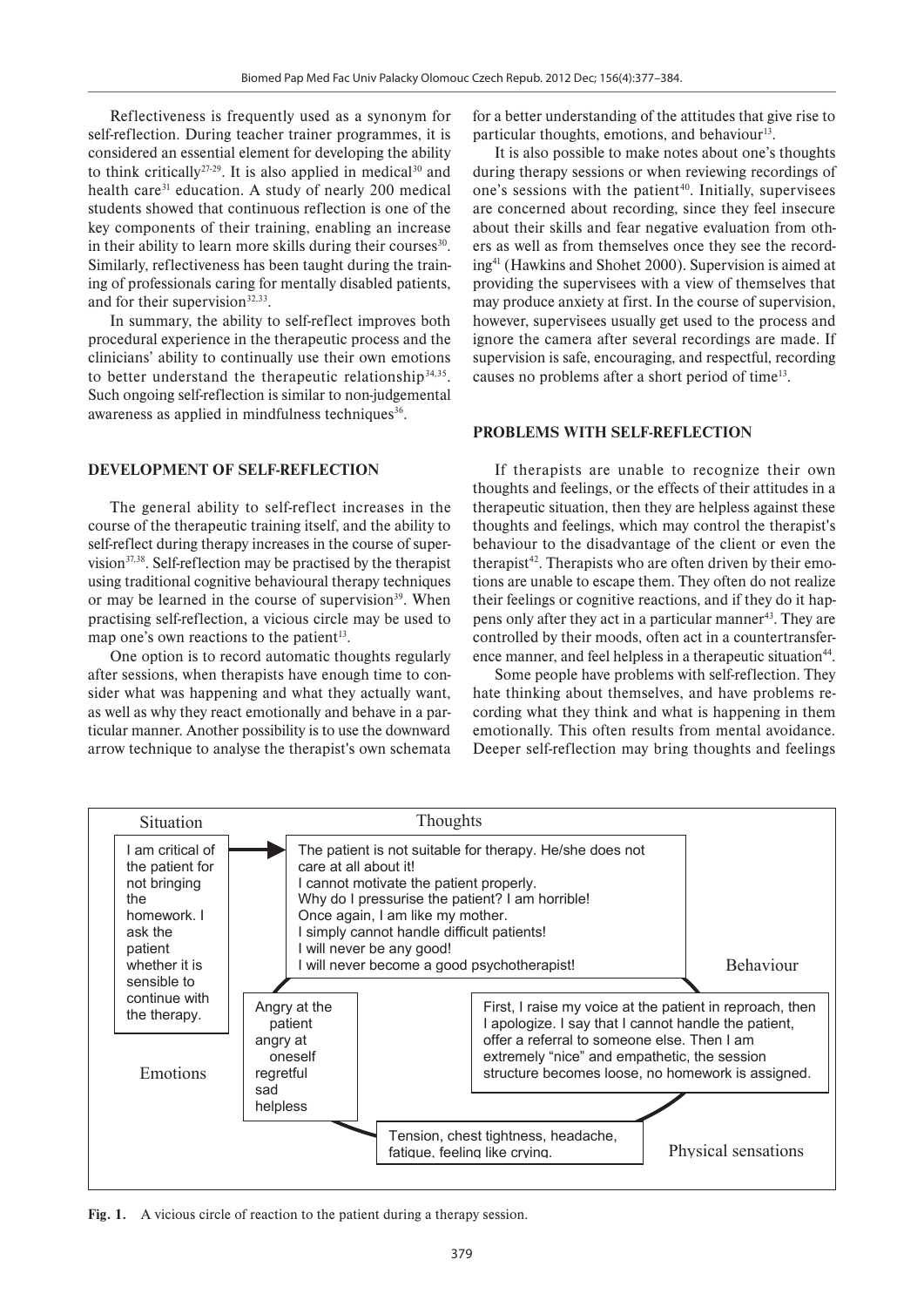Reflectiveness is frequently used as a synonym for self-reflection. During teacher trainer programmes, it is considered an essential element for developing the ability to think critically[27-29]. It is also applied in medical[30] and health care[31] education. A study of nearly 200 medical students showed that continuous reflection is one of the key components of their training, enabling an increase in their ability to learn more skills during their courses[30]. Similarly, reflectiveness has been taught during the training of professionals caring for mentally disabled patients, and for their supervision[32,33].

In summary, the ability to self-reflect improves both procedural experience in the therapeutic process and the clinicians' ability to continually use their own emotions to better understand the therapeutic relationship[34,35]. Such ongoing self-reflection is similar to non-judgemental awareness as applied in mindfulness techniques[36].

## DEVELOPMENT OF SELF-REFLECTION

The general ability to self-reflect increases in the course of the therapeutic training itself, and the ability to self-reflect during therapy increases in the course of supervision[37,38]. Self-reflection may be practised by the therapist using traditional cognitive behavioural therapy techniques or may be learned in the course of supervision[39]. When practising self-reflection, a vicious circle may be used to map one's own reactions to the patient[13].

One option is to record automatic thoughts regularly after sessions, when therapists have enough time to consider what was happening and what they actually want, as well as why they react emotionally and behave in a particular manner. Another possibility is to use the downward arrow technique to analyse the therapist's own schemata for a better understanding of the attitudes that give rise to particular thoughts, emotions, and behaviour[13].

It is also possible to make notes about one's thoughts during therapy sessions or when reviewing recordings of one's sessions with the patient[40]. Initially, supervisees are concerned about recording, since they feel insecure about their skills and fear negative evaluation from others as well as from themselves once they see the recording[41] (Hawkins and Shohet 2000). Supervision is aimed at providing the supervisees with a view of themselves that may produce anxiety at first. In the course of supervision, however, supervisees usually get used to the process and ignore the camera after several recordings are made. If supervision is safe, encouraging, and respectful, recording causes no problems after a short period of time[13].

## PROBLEMS WITH SELF-REFLECTION

If therapists are unable to recognize their own thoughts and feelings, or the effects of their attitudes in a therapeutic situation, then they are helpless against these thoughts and feelings, which may control the therapist's behaviour to the disadvantage of the client or even the therapist[42]. Therapists who are often driven by their emotions are unable to escape them. They often do not realize their feelings or cognitive reactions, and if they do it happens only after they act in a particular manner[43]. They are controlled by their moods, often act in a countertransference manner, and feel helpless in a therapeutic situation[44].

Some people have problems with self-reflection. They hate thinking about themselves, and have problems recording what they think and what is happening in them emotionally. This often results from mental avoidance. Deeper self-reflection may bring thoughts and feelings

**Situation:** I am critical of the patient for not bringing the homework. I ask the patient whether it is sensible to continue with the therapy.

**Thoughts:** The patient is not suitable for therapy. He/she does not care at all about it! I cannot motivate the patient properly. Why do I pressurise the patient? I am horrible! Once again, I am like my mother. I simply cannot handle difficult patients! I will never be any good! I will never become a good psychotherapist!

**Behaviour:** First, I raise my voice at the patient in reproach, then I apologize. I say that I cannot handle the patient, offer a referral to someone else. Then I am extremely "nice" and empathetic, the session structure becomes loose, no homework is assigned.

**Physical sensations:** Tension, chest tightness, headache, fatigue, feeling like crying.

**Emotions:** Angry at the patient, angry at oneself, regretful, sad, helpless

**Fig. 1.** A vicious circle of reaction to the patient during a therapy session.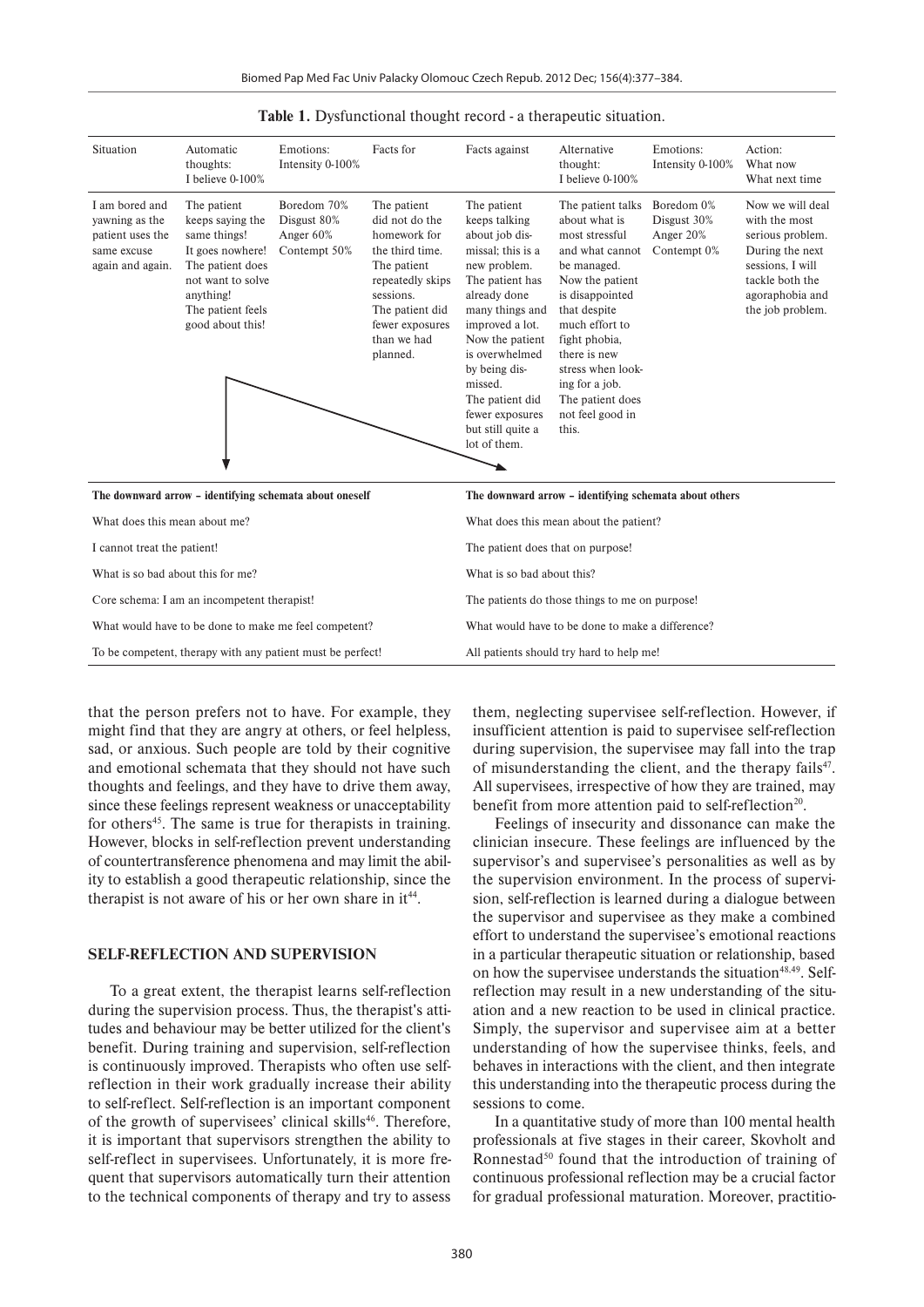**Table 1.** Dysfunctional thought record - a therapeutic situation.

| Situation | Automatic thoughts: I believe 0-100% | Emotions: Intensity 0-100% | Facts for | Facts against | Alternative thought: I believe 0-100% | Emotions: Intensity 0-100% | Action: What now What next time |
|---|---|---|---|---|---|---|---|
| I am bored and yawning as the patient uses the same excuse again and again. | The patient keeps saying the same things! It goes nowhere! The patient does not want to solve anything! The patient feels good about this! | Boredom 70% Disgust 80% Anger 60% Contempt 50% | The patient did not do the homework for the third time. The patient repeatedly skips sessions. The patient did fewer exposures than we had planned. | The patient keeps talking about job dismissal; this is a new problem. The patient has already done many things and improved a lot. Now the patient is overwhelmed by being dismissed. The patient did fewer exposures but still quite a lot of them. | The patient talks about what is most stressful and what cannot be managed. Now the patient is disappointed that despite much effort to fight phobia, there is new stress when looking for a job. The patient does not feel good in this. | Boredom 0% Disgust 30% Anger 20% Contempt 0% | Now we will deal with the most serious problem. During the next sessions, I will tackle both the agoraphobia and the job problem. |

| The downward arrow – identifying schemata about oneself | The downward arrow – identifying schemata about others |
|---|---|
| What does this mean about me? | What does this mean about the patient? |
| I cannot treat the patient! | The patient does that on purpose! |
| What is so bad about this for me? | What is so bad about this? |
| Core schema: I am an incompetent therapist! | The patients do those things to me on purpose! |
| What would have to be done to make me feel competent? | What would have to be done to make a difference? |
| To be competent, therapy with any patient must be perfect! | All patients should try hard to help me! |

that the person prefers not to have. For example, they might find that they are angry at others, or feel helpless, sad, or anxious. Such people are told by their cognitive and emotional schemata that they should not have such thoughts and feelings, and they have to drive them away, since these feelings represent weakness or unacceptability for others[45]. The same is true for therapists in training. However, blocks in self-reflection prevent understanding of countertransference phenomena and may limit the ability to establish a good therapeutic relationship, since the therapist is not aware of his or her own share in it[44].

## SELF-REFLECTION AND SUPERVISION

To a great extent, the therapist learns self-reflection during the supervision process. Thus, the therapist's attitudes and behaviour may be better utilized for the client's benefit. During training and supervision, self-reflection is continuously improved. Therapists who often use self-reflection in their work gradually increase their ability to self-reflect. Self-reflection is an important component of the growth of supervisees' clinical skills[46]. Therefore, it is important that supervisors strengthen the ability to self-reflect in supervisees. Unfortunately, it is more frequent that supervisors automatically turn their attention to the technical components of therapy and try to assess them, neglecting supervisee self-reflection. However, if insufficient attention is paid to supervisee self-reflection during supervision, the supervisee may fall into the trap of misunderstanding the client, and the therapy fails[47]. All supervisees, irrespective of how they are trained, may benefit from more attention paid to self-reflection[20].

Feelings of insecurity and dissonance can make the clinician insecure. These feelings are influenced by the supervisor's and supervisee's personalities as well as by the supervision environment. In the process of supervision, self-reflection is learned during a dialogue between the supervisor and supervisee as they make a combined effort to understand the supervisee's emotional reactions in a particular therapeutic situation or relationship, based on how the supervisee understands the situation[48,49]. Self-reflection may result in a new understanding of the situation and a new reaction to be used in clinical practice. Simply, the supervisor and supervisee aim at a better understanding of how the supervisee thinks, feels, and behaves in interactions with the client, and then integrate this understanding into the therapeutic process during the sessions to come.

In a quantitative study of more than 100 mental health professionals at five stages in their career, Skovholt and Ronnestad[50] found that the introduction of training of continuous professional reflection may be a crucial factor for gradual professional maturation. Moreover, practitio-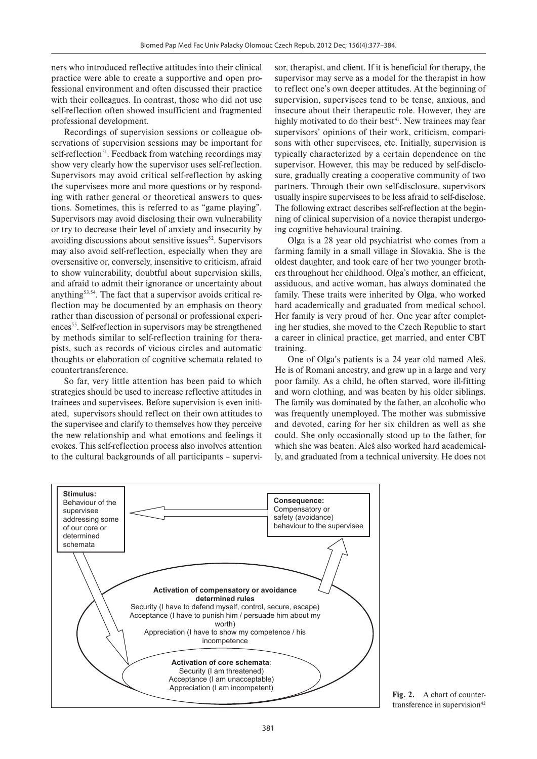ners who introduced reflective attitudes into their clinical practice were able to create a supportive and open professional environment and often discussed their practice with their colleagues. In contrast, those who did not use self-reflection often showed insufficient and fragmented professional development.

Recordings of supervision sessions or colleague observations of supervision sessions may be important for self-reflection[51]. Feedback from watching recordings may show very clearly how the supervisor uses self-reflection. Supervisors may avoid critical self-reflection by asking the supervisees more and more questions or by responding with rather general or theoretical answers to questions. Sometimes, this is referred to as "game playing". Supervisors may avoid disclosing their own vulnerability or try to decrease their level of anxiety and insecurity by avoiding discussions about sensitive issues[52]. Supervisors may also avoid self-reflection, especially when they are oversensitive or, conversely, insensitive to criticism, afraid to show vulnerability, doubtful about supervision skills, and afraid to admit their ignorance or uncertainty about anything[53,54]. The fact that a supervisor avoids critical reflection may be documented by an emphasis on theory rather than discussion of personal or professional experiences[55]. Self-reflection in supervisors may be strengthened by methods similar to self-reflection training for therapists, such as records of vicious circles and automatic thoughts or elaboration of cognitive schemata related to countertransference.

So far, very little attention has been paid to which strategies should be used to increase reflective attitudes in trainees and supervisees. Before supervision is even initiated, supervisors should reflect on their own attitudes to the supervisee and clarify to themselves how they perceive the new relationship and what emotions and feelings it evokes. This self-reflection process also involves attention to the cultural backgrounds of all participants – supervisor, therapist, and client. If it is beneficial for therapy, the supervisor may serve as a model for the therapist in how to reflect one's own deeper attitudes. At the beginning of supervision, supervisees tend to be tense, anxious, and insecure about their therapeutic role. However, they are highly motivated to do their best[41]. New trainees may fear supervisors' opinions of their work, criticism, comparisons with other supervisees, etc. Initially, supervision is typically characterized by a certain dependence on the supervisor. However, this may be reduced by self-disclosure, gradually creating a cooperative community of two partners. Through their own self-disclosure, supervisors usually inspire supervisees to be less afraid to self-disclose. The following extract describes self-reflection at the beginning of clinical supervision of a novice therapist undergoing cognitive behavioural training.

Olga is a 28 year old psychiatrist who comes from a farming family in a small village in Slovakia. She is the oldest daughter, and took care of her two younger brothers throughout her childhood. Olga's mother, an efficient, assiduous, and active woman, has always dominated the family. These traits were inherited by Olga, who worked hard academically and graduated from medical school. Her family is very proud of her. One year after completing her studies, she moved to the Czech Republic to start a career in clinical practice, get married, and enter CBT training.

One of Olga's patients is a 24 year old named Aleš. He is of Romani ancestry, and grew up in a large and very poor family. As a child, he often starved, wore ill-fitting and worn clothing, and was beaten by his older siblings. The family was dominated by the father, an alcoholic who was frequently unemployed. The mother was submissive and devoted, caring for her six children as well as she could. She only occasionally stood up to the father, for which she was beaten. Aleš also worked hard academically, and graduated from a technical university. He does not

**Stimulus:** Behaviour of the supervisee addressing some of our core or determined schemata

**Consequence:** Compensatory or safety (avoidance) behaviour to the supervisee

**Activation of compensatory or avoidance determined rules**
Security (I have to defend myself, control, secure, escape)
Acceptance (I have to punish him / persuade him about my worth)
Appreciation (I have to show my competence / his incompetence

**Activation of core schemata**:
Security (I am threatened)
Acceptance (I am unacceptable)
Appreciation (I am incompetent)

**Fig. 2.** A chart of countertransference in supervision[42]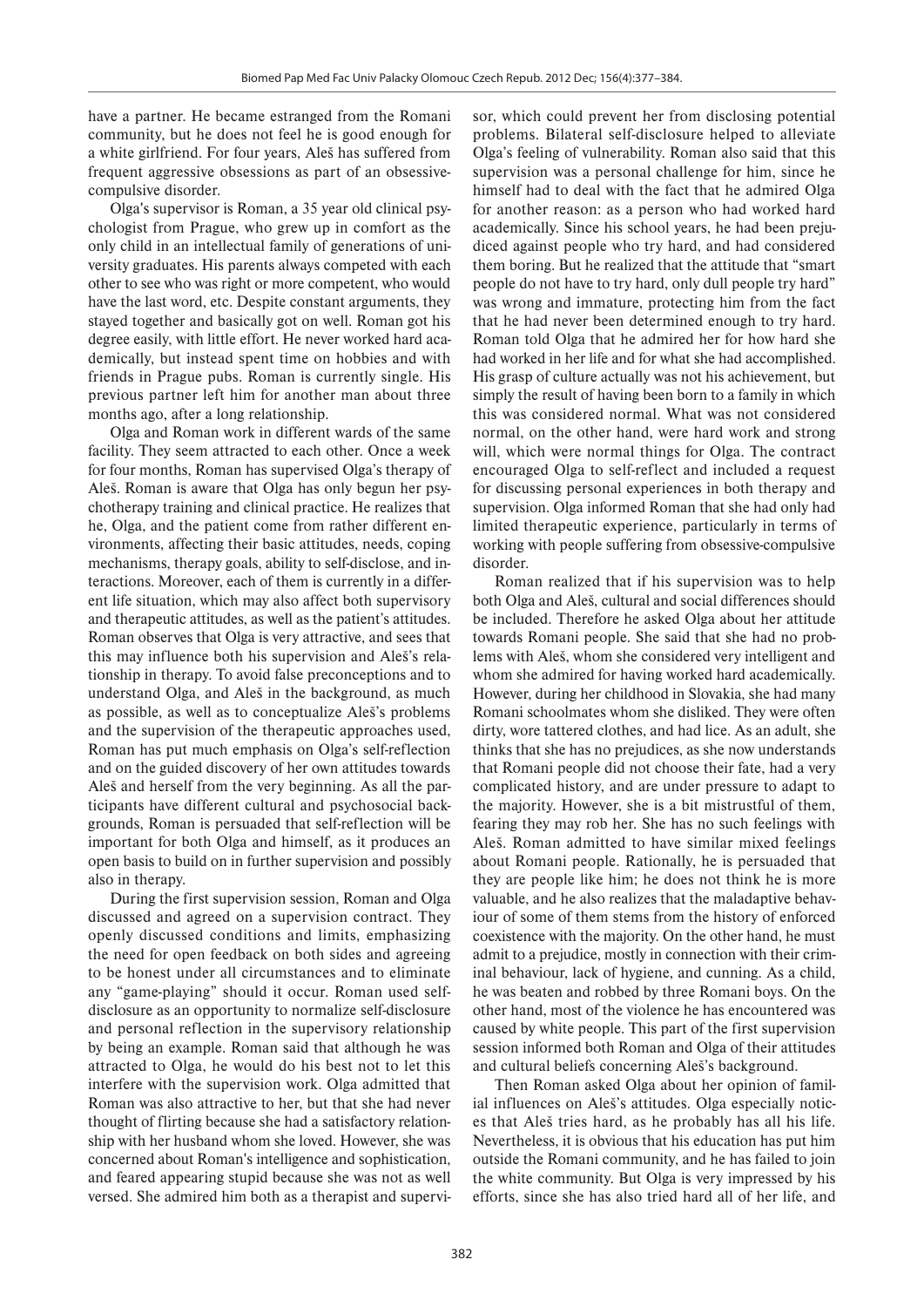have a partner. He became estranged from the Romani community, but he does not feel he is good enough for a white girlfriend. For four years, Aleš has suffered from frequent aggressive obsessions as part of an obsessive-compulsive disorder.

Olga's supervisor is Roman, a 35 year old clinical psychologist from Prague, who grew up in comfort as the only child in an intellectual family of generations of university graduates. His parents always competed with each other to see who was right or more competent, who would have the last word, etc. Despite constant arguments, they stayed together and basically got on well. Roman got his degree easily, with little effort. He never worked hard academically, but instead spent time on hobbies and with friends in Prague pubs. Roman is currently single. His previous partner left him for another man about three months ago, after a long relationship.

Olga and Roman work in different wards of the same facility. They seem attracted to each other. Once a week for four months, Roman has supervised Olga's therapy of Aleš. Roman is aware that Olga has only begun her psychotherapy training and clinical practice. He realizes that he, Olga, and the patient come from rather different environments, affecting their basic attitudes, needs, coping mechanisms, therapy goals, ability to self-disclose, and interactions. Moreover, each of them is currently in a different life situation, which may also affect both supervisory and therapeutic attitudes, as well as the patient's attitudes. Roman observes that Olga is very attractive, and sees that this may influence both his supervision and Aleš's relationship in therapy. To avoid false preconceptions and to understand Olga, and Aleš in the background, as much as possible, as well as to conceptualize Aleš's problems and the supervision of the therapeutic approaches used, Roman has put much emphasis on Olga's self-reflection and on the guided discovery of her own attitudes towards Aleš and herself from the very beginning. As all the participants have different cultural and psychosocial backgrounds, Roman is persuaded that self-reflection will be important for both Olga and himself, as it produces an open basis to build on in further supervision and possibly also in therapy.

During the first supervision session, Roman and Olga discussed and agreed on a supervision contract. They openly discussed conditions and limits, emphasizing the need for open feedback on both sides and agreeing to be honest under all circumstances and to eliminate any "game-playing" should it occur. Roman used self-disclosure as an opportunity to normalize self-disclosure and personal reflection in the supervisory relationship by being an example. Roman said that although he was attracted to Olga, he would do his best not to let this interfere with the supervision work. Olga admitted that Roman was also attractive to her, but that she had never thought of flirting because she had a satisfactory relationship with her husband whom she loved. However, she was concerned about Roman's intelligence and sophistication, and feared appearing stupid because she was not as well versed. She admired him both as a therapist and supervisor, which could prevent her from disclosing potential problems. Bilateral self-disclosure helped to alleviate Olga's feeling of vulnerability. Roman also said that this supervision was a personal challenge for him, since he himself had to deal with the fact that he admired Olga for another reason: as a person who had worked hard academically. Since his school years, he had been prejudiced against people who try hard, and had considered them boring. But he realized that the attitude that "smart people do not have to try hard, only dull people try hard" was wrong and immature, protecting him from the fact that he had never been determined enough to try hard. Roman told Olga that he admired her for how hard she had worked in her life and for what she had accomplished. His grasp of culture actually was not his achievement, but simply the result of having been born to a family in which this was considered normal. What was not considered normal, on the other hand, were hard work and strong will, which were normal things for Olga. The contract encouraged Olga to self-reflect and included a request for discussing personal experiences in both therapy and supervision. Olga informed Roman that she had only had limited therapeutic experience, particularly in terms of working with people suffering from obsessive-compulsive disorder.

Roman realized that if his supervision was to help both Olga and Aleš, cultural and social differences should be included. Therefore he asked Olga about her attitude towards Romani people. She said that she had no problems with Aleš, whom she considered very intelligent and whom she admired for having worked hard academically. However, during her childhood in Slovakia, she had many Romani schoolmates whom she disliked. They were often dirty, wore tattered clothes, and had lice. As an adult, she thinks that she has no prejudices, as she now understands that Romani people did not choose their fate, had a very complicated history, and are under pressure to adapt to the majority. However, she is a bit mistrustful of them, fearing they may rob her. She has no such feelings with Aleš. Roman admitted to have similar mixed feelings about Romani people. Rationally, he is persuaded that they are people like him; he does not think he is more valuable, and he also realizes that the maladaptive behaviour of some of them stems from the history of enforced coexistence with the majority. On the other hand, he must admit to a prejudice, mostly in connection with their criminal behaviour, lack of hygiene, and cunning. As a child, he was beaten and robbed by three Romani boys. On the other hand, most of the violence he has encountered was caused by white people. This part of the first supervision session informed both Roman and Olga of their attitudes and cultural beliefs concerning Aleš's background.

Then Roman asked Olga about her opinion of familial influences on Aleš's attitudes. Olga especially notices that Aleš tries hard, as he probably has all his life. Nevertheless, it is obvious that his education has put him outside the Romani community, and he has failed to join the white community. But Olga is very impressed by his efforts, since she has also tried hard all of her life, and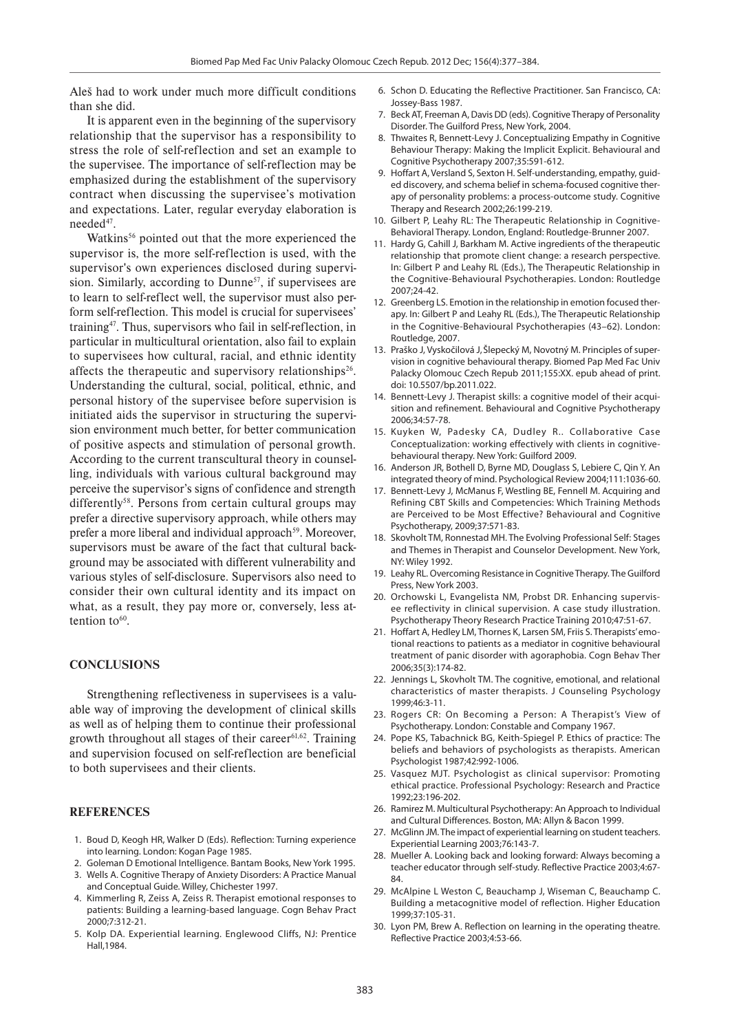Aleš had to work under much more difficult conditions than she did.

It is apparent even in the beginning of the supervisory relationship that the supervisor has a responsibility to stress the role of self-reflection and set an example to the supervisee. The importance of self-reflection may be emphasized during the establishment of the supervisory contract when discussing the supervisee's motivation and expectations. Later, regular everyday elaboration is needed[47].

Watkins[56] pointed out that the more experienced the supervisor is, the more self-reflection is used, with the supervisor's own experiences disclosed during supervision. Similarly, according to Dunne[57], if supervisees are to learn to self-reflect well, the supervisor must also perform self-reflection. This model is crucial for supervisees' training[47]. Thus, supervisors who fail in self-reflection, in particular in multicultural orientation, also fail to explain to supervisees how cultural, racial, and ethnic identity affects the therapeutic and supervisory relationships[26]. Understanding the cultural, social, political, ethnic, and personal history of the supervisee before supervision is initiated aids the supervisor in structuring the supervision environment much better, for better communication of positive aspects and stimulation of personal growth. According to the current transcultural theory in counselling, individuals with various cultural background may perceive the supervisor's signs of confidence and strength differently[58]. Persons from certain cultural groups may prefer a directive supervisory approach, while others may prefer a more liberal and individual approach[59]. Moreover, supervisors must be aware of the fact that cultural background may be associated with different vulnerability and various styles of self-disclosure. Supervisors also need to consider their own cultural identity and its impact on what, as a result, they pay more or, conversely, less attention to[60].

## CONCLUSIONS

Strengthening reflectiveness in supervisees is a valuable way of improving the development of clinical skills as well as of helping them to continue their professional growth throughout all stages of their career[61,62]. Training and supervision focused on self-reflection are beneficial to both supervisees and their clients.

## REFERENCES

1. Boud D, Keogh HR, Walker D (Eds). Reflection: Turning experience into learning. London: Kogan Page 1985.
2. Goleman D Emotional Intelligence. Bantam Books, New York 1995.
3. Wells A. Cognitive Therapy of Anxiety Disorders: A Practice Manual and Conceptual Guide. Willey, Chichester 1997.
4. Kimmerling R, Zeiss A, Zeiss R. Therapist emotional responses to patients: Building a learning-based language. Cogn Behav Pract 2000;7:312-21.
5. Kolp DA. Experiential learning. Englewood Cliffs, NJ: Prentice Hall,1984.
6. Schon D. Educating the Reflective Practitioner. San Francisco, CA: Jossey-Bass 1987.
7. Beck AT, Freeman A, Davis DD (eds). Cognitive Therapy of Personality Disorder. The Guilford Press, New York, 2004.
8. Thwaites R, Bennett-Levy J. Conceptualizing Empathy in Cognitive Behaviour Therapy: Making the Implicit Explicit. Behavioural and Cognitive Psychotherapy 2007;35:591-612.
9. Hoffart A, Versland S, Sexton H. Self-understanding, empathy, guided discovery, and schema belief in schema-focused cognitive therapy of personality problems: a process-outcome study. Cognitive Therapy and Research 2002;26:199-219.
10. Gilbert P, Leahy RL: The Therapeutic Relationship in Cognitive-Behavioral Therapy. London, England: Routledge-Brunner 2007.
11. Hardy G, Cahill J, Barkham M. Active ingredients of the therapeutic relationship that promote client change: a research perspective. In: Gilbert P and Leahy RL (Eds.), The Therapeutic Relationship in the Cognitive-Behavioural Psychotherapies. London: Routledge 2007;24-42.
12. Greenberg LS. Emotion in the relationship in emotion focused therapy. In: Gilbert P and Leahy RL (Eds.), The Therapeutic Relationship in the Cognitive-Behavioural Psychotherapies (43–62). London: Routledge, 2007.
13. Praško J, Vyskočilová J, Šlepecký M, Novotný M. Principles of supervision in cognitive behavioural therapy. Biomed Pap Med Fac Univ Palacky Olomouc Czech Repub 2011;155:XX. epub ahead of print. doi: 10.5507/bp.2011.022.
14. Bennett-Levy J. Therapist skills: a cognitive model of their acquisition and refinement. Behavioural and Cognitive Psychotherapy 2006;34:57-78.
15. Kuyken W, Padesky CA, Dudley R.. Collaborative Case Conceptualization: working effectively with clients in cognitive-behavioural therapy. New York: Guilford 2009.
16. Anderson JR, Bothell D, Byrne MD, Douglass S, Lebiere C, Qin Y. An integrated theory of mind. Psychological Review 2004;111:1036-60.
17. Bennett-Levy J, McManus F, Westling BE, Fennell M. Acquiring and Refining CBT Skills and Competencies: Which Training Methods are Perceived to be Most Effective? Behavioural and Cognitive Psychotherapy, 2009;37:571-83.
18. Skovholt TM, Ronnestad MH. The Evolving Professional Self: Stages and Themes in Therapist and Counselor Development. New York, NY: Wiley 1992.
19. Leahy RL. Overcoming Resistance in Cognitive Therapy. The Guilford Press, New York 2003.
20. Orchowski L, Evangelista NM, Probst DR. Enhancing supervisee reflectivity in clinical supervision. A case study illustration. Psychotherapy Theory Research Practice Training 2010;47:51-67.
21. Hoffart A, Hedley LM, Thornes K, Larsen SM, Friis S. Therapists' emotional reactions to patients as a mediator in cognitive behavioural treatment of panic disorder with agoraphobia. Cogn Behav Ther 2006;35(3):174-82.
22. Jennings L, Skovholt TM. The cognitive, emotional, and relational characteristics of master therapists. J Counseling Psychology 1999;46:3-11.
23. Rogers CR: On Becoming a Person: A Therapist's View of Psychotherapy. London: Constable and Company 1967.
24. Pope KS, Tabachnick BG, Keith-Spiegel P. Ethics of practice: The beliefs and behaviors of psychologists as therapists. American Psychologist 1987;42:992-1006.
25. Vasquez MJT. Psychologist as clinical supervisor: Promoting ethical practice. Professional Psychology: Research and Practice 1992;23:196-202.
26. Ramirez M. Multicultural Psychotherapy: An Approach to Individual and Cultural Differences. Boston, MA: Allyn & Bacon 1999.
27. McGlinn JM. The impact of experiential learning on student teachers. Experiential Learning 2003;76:143-7.
28. Mueller A. Looking back and looking forward: Always becoming a teacher educator through self-study. Reflective Practice 2003;4:67-84.
29. McAlpine L Weston C, Beauchamp J, Wiseman C, Beauchamp C. Building a metacognitive model of reflection. Higher Education 1999;37:105-31.
30. Lyon PM, Brew A. Reflection on learning in the operating theatre. Reflective Practice 2003;4:53-66.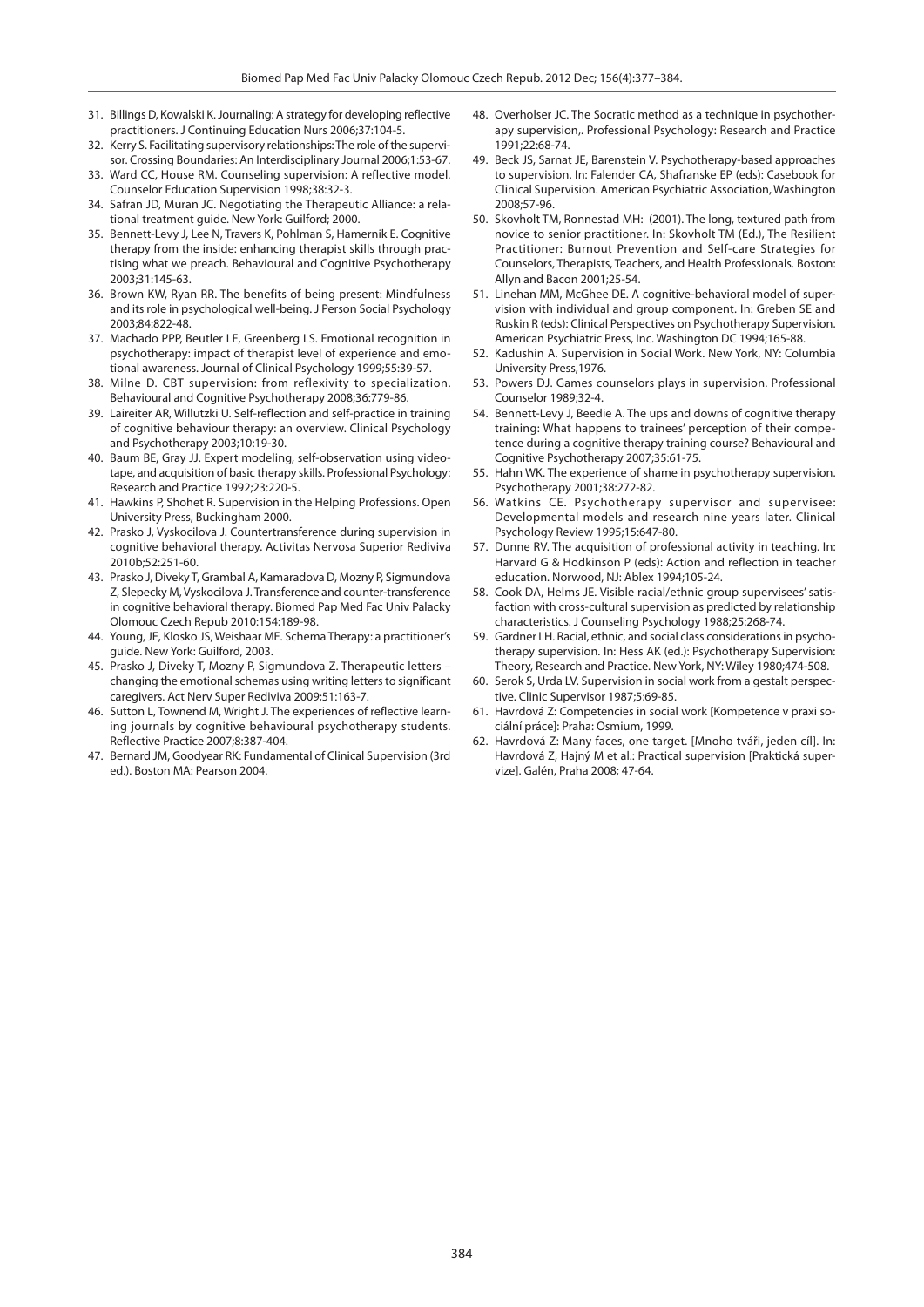31. Billings D, Kowalski K. Journaling: A strategy for developing reflective practitioners. J Continuing Education Nurs 2006;37:104-5.
32. Kerry S. Facilitating supervisory relationships: The role of the supervisor. Crossing Boundaries: An Interdisciplinary Journal 2006;1:53-67.
33. Ward CC, House RM. Counseling supervision: A reflective model. Counselor Education Supervision 1998;38:32-3.
34. Safran JD, Muran JC. Negotiating the Therapeutic Alliance: a relational treatment guide. New York: Guilford; 2000.
35. Bennett-Levy J, Lee N, Travers K, Pohlman S, Hamernik E. Cognitive therapy from the inside: enhancing therapist skills through practising what we preach. Behavioural and Cognitive Psychotherapy 2003;31:145-63.
36. Brown KW, Ryan RR. The benefits of being present: Mindfulness and its role in psychological well-being. J Person Social Psychology 2003;84:822-48.
37. Machado PPP, Beutler LE, Greenberg LS. Emotional recognition in psychotherapy: impact of therapist level of experience and emotional awareness. Journal of Clinical Psychology 1999;55:39-57.
38. Milne D. CBT supervision: from reflexivity to specialization. Behavioural and Cognitive Psychotherapy 2008;36:779-86.
39. Laireiter AR, Willutzki U. Self-reflection and self-practice in training of cognitive behaviour therapy: an overview. Clinical Psychology and Psychotherapy 2003;10:19-30.
40. Baum BE, Gray JJ. Expert modeling, self-observation using videotape, and acquisition of basic therapy skills. Professional Psychology: Research and Practice 1992;23:220-5.
41. Hawkins P, Shohet R. Supervision in the Helping Professions. Open University Press, Buckingham 2000.
42. Prasko J, Vyskocilova J. Countertransference during supervision in cognitive behavioral therapy. Activitas Nervosa Superior Rediviva 2010b;52:251-60.
43. Prasko J, Diveky T, Grambal A, Kamaradova D, Mozny P, Sigmundova Z, Slepecky M, Vyskocilova J. Transference and counter-transference in cognitive behavioral therapy. Biomed Pap Med Fac Univ Palacky Olomouc Czech Repub 2010:154:189-98.
44. Young, JE, Klosko JS, Weishaar ME. Schema Therapy: a practitioner's guide. New York: Guilford, 2003.
45. Prasko J, Diveky T, Mozny P, Sigmundova Z. Therapeutic letters – changing the emotional schemas using writing letters to significant caregivers. Act Nerv Super Rediviva 2009;51:163-7.
46. Sutton L, Townend M, Wright J. The experiences of reflective learning journals by cognitive behavioural psychotherapy students. Reflective Practice 2007;8:387-404.
47. Bernard JM, Goodyear RK: Fundamental of Clinical Supervision (3rd ed.). Boston MA: Pearson 2004.
48. Overholser JC. The Socratic method as a technique in psychotherapy supervision,. Professional Psychology: Research and Practice 1991;22:68-74.
49. Beck JS, Sarnat JE, Barenstein V. Psychotherapy-based approaches to supervision. In: Falender CA, Shafranske EP (eds): Casebook for Clinical Supervision. American Psychiatric Association, Washington 2008;57-96.
50. Skovholt TM, Ronnestad MH: (2001). The long, textured path from novice to senior practitioner. In: Skovholt TM (Ed.), The Resilient Practitioner: Burnout Prevention and Self-care Strategies for Counselors, Therapists, Teachers, and Health Professionals. Boston: Allyn and Bacon 2001;25-54.
51. Linehan MM, McGhee DE. A cognitive-behavioral model of supervision with individual and group component. In: Greben SE and Ruskin R (eds): Clinical Perspectives on Psychotherapy Supervision. American Psychiatric Press, Inc. Washington DC 1994;165-88.
52. Kadushin A. Supervision in Social Work. New York, NY: Columbia University Press,1976.
53. Powers DJ. Games counselors plays in supervision. Professional Counselor 1989;32-4.
54. Bennett-Levy J, Beedie A. The ups and downs of cognitive therapy training: What happens to trainees' perception of their competence during a cognitive therapy training course? Behavioural and Cognitive Psychotherapy 2007;35:61-75.
55. Hahn WK. The experience of shame in psychotherapy supervision. Psychotherapy 2001;38:272-82.
56. Watkins CE. Psychotherapy supervisor and supervisee: Developmental models and research nine years later. Clinical Psychology Review 1995;15:647-80.
57. Dunne RV. The acquisition of professional activity in teaching. In: Harvard G & Hodkinson P (eds): Action and reflection in teacher education. Norwood, NJ: Ablex 1994;105-24.
58. Cook DA, Helms JE. Visible racial/ethnic group supervisees' satisfaction with cross-cultural supervision as predicted by relationship characteristics. J Counseling Psychology 1988;25:268-74.
59. Gardner LH. Racial, ethnic, and social class considerations in psychotherapy supervision. In: Hess AK (ed.): Psychotherapy Supervision: Theory, Research and Practice. New York, NY: Wiley 1980;474-508.
60. Serok S, Urda LV. Supervision in social work from a gestalt perspective. Clinic Supervisor 1987;5:69-85.
61. Havrdová Z: Competencies in social work [Kompetence v praxi sociální práce]: Praha: Osmium, 1999.
62. Havrdová Z: Many faces, one target. [Mnoho tváří, jeden cíl]. In: Havrdová Z, Hajný M et al.: Practical supervision [Praktická supervize]. Galén, Praha 2008; 47-64.